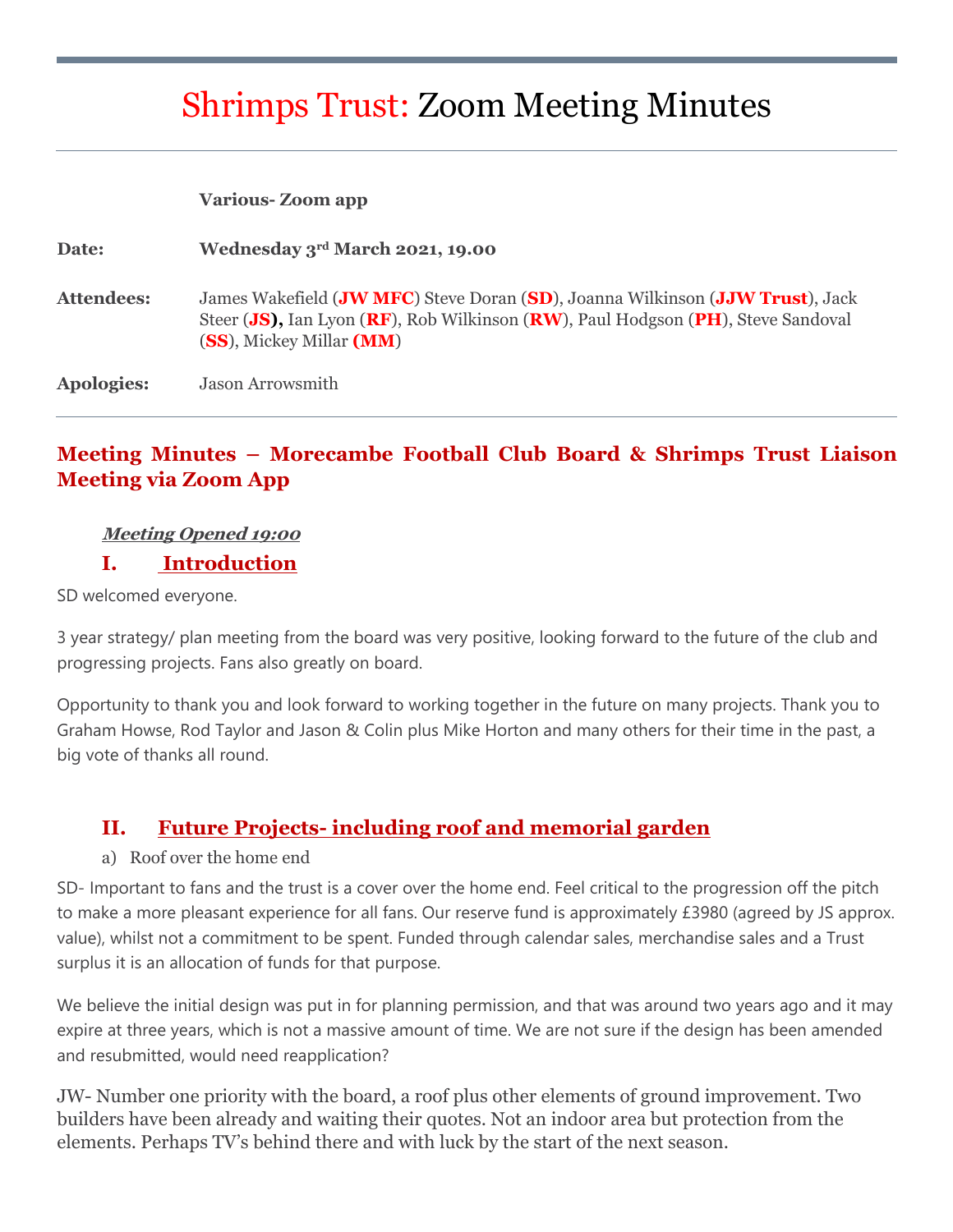# Shrimps Trust: Zoom Meeting Minutes

| | |
|---|---|
| | **Various- Zoom app** |
| **Date:** | **Wednesday 3rd March 2021, 19.00** |
| **Attendees:** | James Wakefield (**JW MFC**) Steve Doran (**SD**), Joanna Wilkinson (**JJW Trust**), Jack Steer (**JS**), Ian Lyon (**RF**), Rob Wilkinson (**RW**), Paul Hodgson (**PH**), Steve Sandoval (**SS**), Mickey Millar (**MM**) |
| **Apologies:** | Jason Arrowsmith |

## Meeting Minutes – Morecambe Football Club Board & Shrimps Trust Liaison Meeting via Zoom App

***Meeting Opened 19:00***

### I. Introduction

SD welcomed everyone.

3 year strategy/ plan meeting from the board was very positive, looking forward to the future of the club and progressing projects. Fans also greatly on board.

Opportunity to thank you and look forward to working together in the future on many projects. Thank you to Graham Howse, Rod Taylor and Jason & Colin plus Mike Horton and many others for their time in the past, a big vote of thanks all round.

### II. Future Projects- including roof and memorial garden

a) Roof over the home end

SD- Important to fans and the trust is a cover over the home end. Feel critical to the progression off the pitch to make a more pleasant experience for all fans. Our reserve fund is approximately £3980 (agreed by JS approx. value), whilst not a commitment to be spent. Funded through calendar sales, merchandise sales and a Trust surplus it is an allocation of funds for that purpose.

We believe the initial design was put in for planning permission, and that was around two years ago and it may expire at three years, which is not a massive amount of time. We are not sure if the design has been amended and resubmitted, would need reapplication?

JW- Number one priority with the board, a roof plus other elements of ground improvement. Two builders have been already and waiting their quotes. Not an indoor area but protection from the elements. Perhaps TV's behind there and with luck by the start of the next season.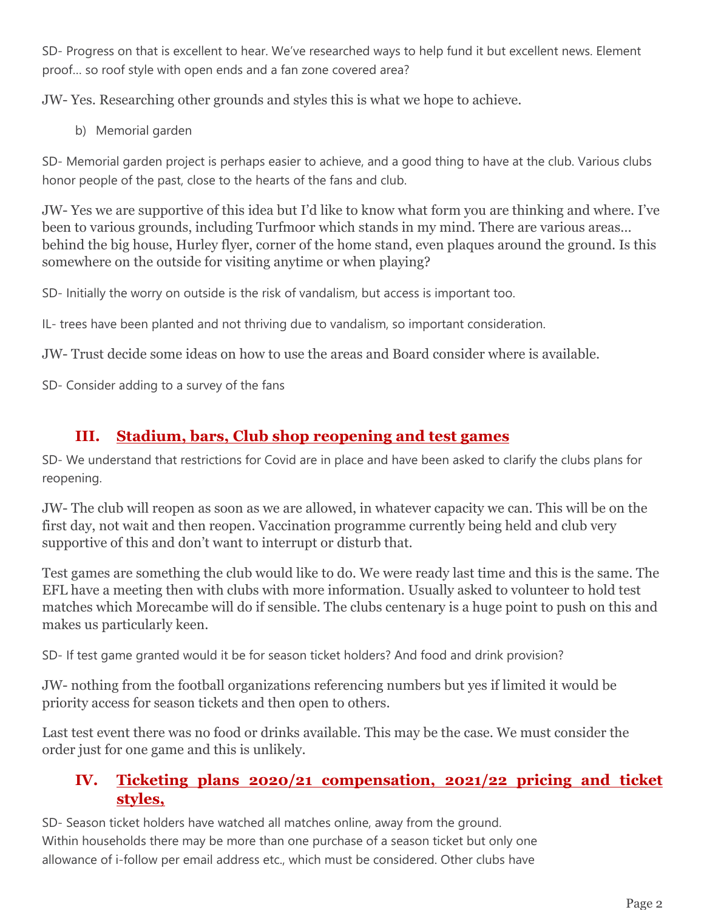SD- Progress on that is excellent to hear. We've researched ways to help fund it but excellent news. Element proof… so roof style with open ends and a fan zone covered area?

JW- Yes. Researching other grounds and styles this is what we hope to achieve.

b) Memorial garden

SD- Memorial garden project is perhaps easier to achieve, and a good thing to have at the club. Various clubs honor people of the past, close to the hearts of the fans and club.

JW- Yes we are supportive of this idea but I'd like to know what form you are thinking and where. I've been to various grounds, including Turfmoor which stands in my mind. There are various areas… behind the big house, Hurley flyer, corner of the home stand, even plaques around the ground. Is this somewhere on the outside for visiting anytime or when playing?

SD- Initially the worry on outside is the risk of vandalism, but access is important too.

IL- trees have been planted and not thriving due to vandalism, so important consideration.

JW- Trust decide some ideas on how to use the areas and Board consider where is available.

SD- Consider adding to a survey of the fans

## III. Stadium, bars, Club shop reopening and test games

SD- We understand that restrictions for Covid are in place and have been asked to clarify the clubs plans for reopening.

JW- The club will reopen as soon as we are allowed, in whatever capacity we can. This will be on the first day, not wait and then reopen. Vaccination programme currently being held and club very supportive of this and don't want to interrupt or disturb that.

Test games are something the club would like to do. We were ready last time and this is the same. The EFL have a meeting then with clubs with more information. Usually asked to volunteer to hold test matches which Morecambe will do if sensible. The clubs centenary is a huge point to push on this and makes us particularly keen.

SD- If test game granted would it be for season ticket holders? And food and drink provision?

JW- nothing from the football organizations referencing numbers but yes if limited it would be priority access for season tickets and then open to others.

Last test event there was no food or drinks available. This may be the case. We must consider the order just for one game and this is unlikely.

## IV. Ticketing plans 2020/21 compensation, 2021/22 pricing and ticket styles,

SD- Season ticket holders have watched all matches online, away from the ground. Within households there may be more than one purchase of a season ticket but only one allowance of i-follow per email address etc., which must be considered. Other clubs have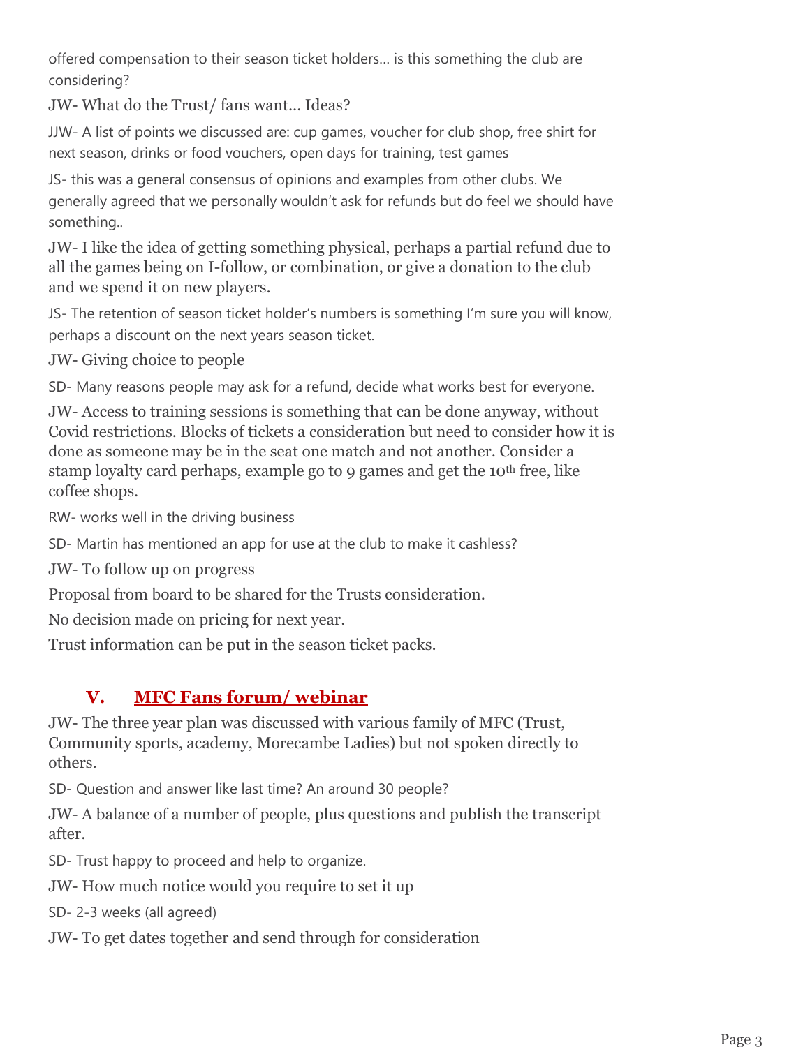offered compensation to their season ticket holders… is this something the club are considering?

JW- What do the Trust/ fans want… Ideas?

JJW- A list of points we discussed are: cup games, voucher for club shop, free shirt for next season, drinks or food vouchers, open days for training, test games

JS- this was a general consensus of opinions and examples from other clubs. We generally agreed that we personally wouldn't ask for refunds but do feel we should have something..

JW- I like the idea of getting something physical, perhaps a partial refund due to all the games being on I-follow, or combination, or give a donation to the club and we spend it on new players.

JS- The retention of season ticket holder's numbers is something I'm sure you will know, perhaps a discount on the next years season ticket.

JW- Giving choice to people

SD- Many reasons people may ask for a refund, decide what works best for everyone.

JW- Access to training sessions is something that can be done anyway, without Covid restrictions. Blocks of tickets a consideration but need to consider how it is done as someone may be in the seat one match and not another. Consider a stamp loyalty card perhaps, example go to 9 games and get the 10th free, like coffee shops.

RW- works well in the driving business

SD- Martin has mentioned an app for use at the club to make it cashless?

JW- To follow up on progress

Proposal from board to be shared for the Trusts consideration.

No decision made on pricing for next year.

Trust information can be put in the season ticket packs.

## V. MFC Fans forum/ webinar

JW- The three year plan was discussed with various family of MFC (Trust, Community sports, academy, Morecambe Ladies) but not spoken directly to others.

SD- Question and answer like last time? An around 30 people?

JW- A balance of a number of people, plus questions and publish the transcript after.

SD- Trust happy to proceed and help to organize.

JW- How much notice would you require to set it up

SD- 2-3 weeks (all agreed)

JW- To get dates together and send through for consideration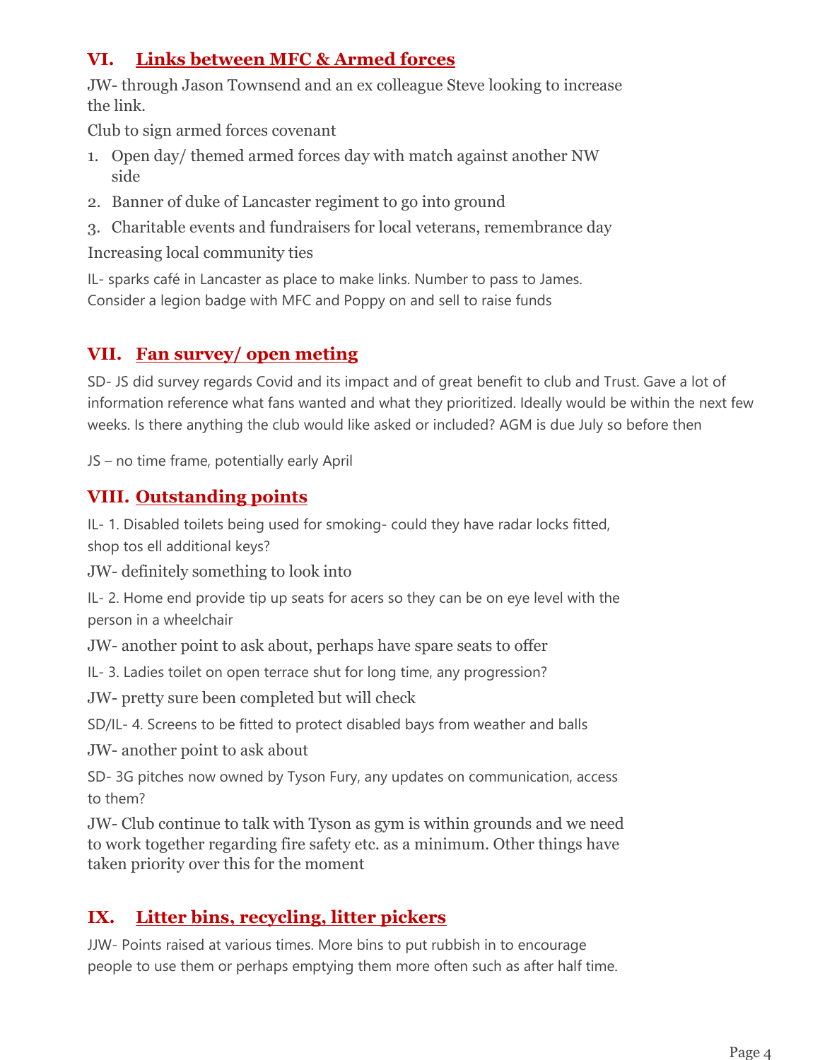## VI. Links between MFC & Armed forces

JW- through Jason Townsend and an ex colleague Steve looking to increase the link.

Club to sign armed forces covenant

1. Open day/ themed armed forces day with match against another NW side
2. Banner of duke of Lancaster regiment to go into ground
3. Charitable events and fundraisers for local veterans, remembrance day

Increasing local community ties

IL- sparks café in Lancaster as place to make links. Number to pass to James. Consider a legion badge with MFC and Poppy on and sell to raise funds

## VII. Fan survey/ open meting

SD- JS did survey regards Covid and its impact and of great benefit to club and Trust. Gave a lot of information reference what fans wanted and what they prioritized. Ideally would be within the next few weeks. Is there anything the club would like asked or included? AGM is due July so before then

JS – no time frame, potentially early April

## VIII. Outstanding points

IL- 1. Disabled toilets being used for smoking- could they have radar locks fitted, shop tos ell additional keys?

JW- definitely something to look into

IL- 2. Home end provide tip up seats for acers so they can be on eye level with the person in a wheelchair

JW- another point to ask about, perhaps have spare seats to offer

IL- 3. Ladies toilet on open terrace shut for long time, any progression?

JW- pretty sure been completed but will check

SD/IL- 4. Screens to be fitted to protect disabled bays from weather and balls

JW- another point to ask about

SD- 3G pitches now owned by Tyson Fury, any updates on communication, access to them?

JW- Club continue to talk with Tyson as gym is within grounds and we need to work together regarding fire safety etc. as a minimum. Other things have taken priority over this for the moment

## IX. Litter bins, recycling, litter pickers

JJW- Points raised at various times. More bins to put rubbish in to encourage people to use them or perhaps emptying them more often such as after half time.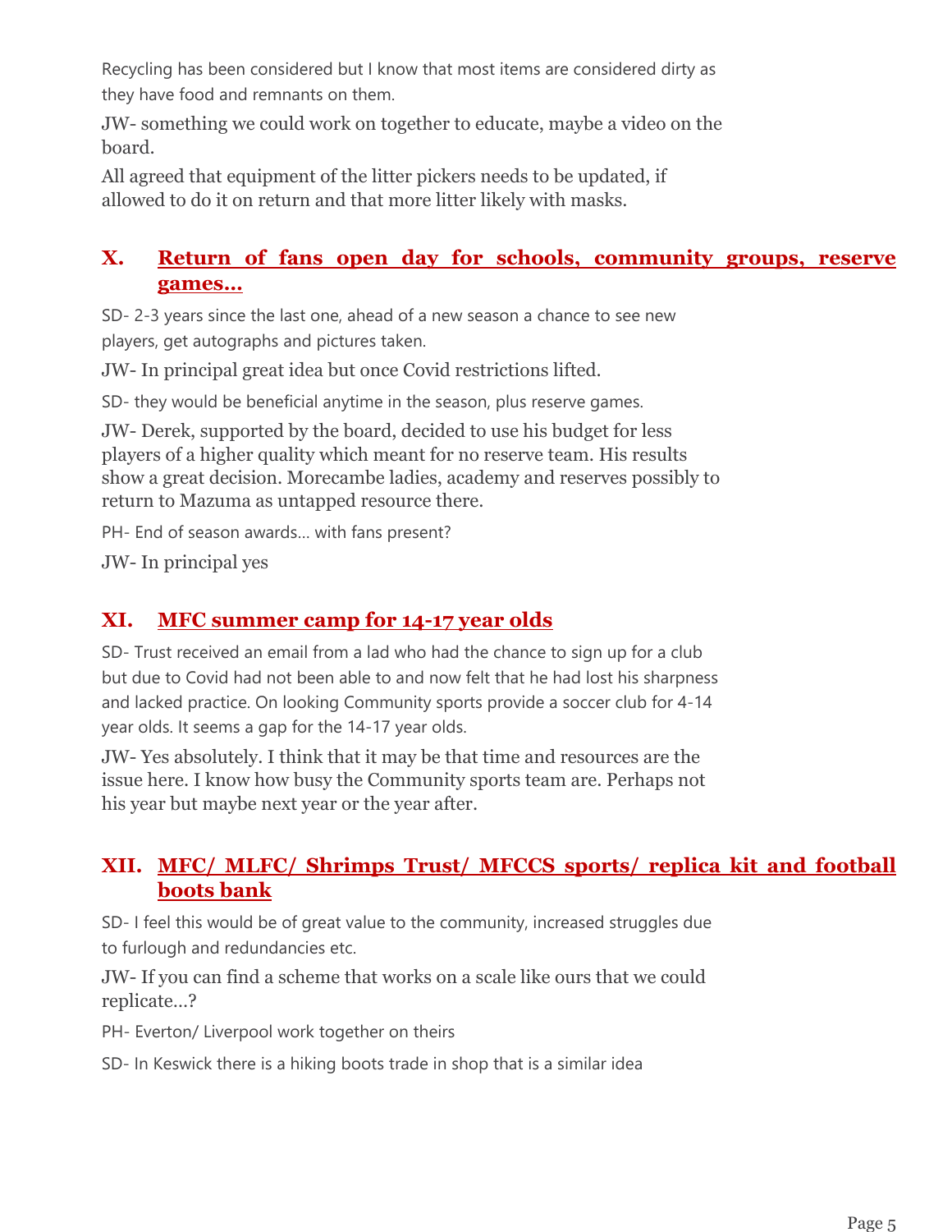Recycling has been considered but I know that most items are considered dirty as they have food and remnants on them.

JW- something we could work on together to educate, maybe a video on the board.

All agreed that equipment of the litter pickers needs to be updated, if allowed to do it on return and that more litter likely with masks.

## X. Return of fans open day for schools, community groups, reserve games…

SD- 2-3 years since the last one, ahead of a new season a chance to see new players, get autographs and pictures taken.

JW- In principal great idea but once Covid restrictions lifted.

SD- they would be beneficial anytime in the season, plus reserve games.

JW- Derek, supported by the board, decided to use his budget for less players of a higher quality which meant for no reserve team. His results show a great decision. Morecambe ladies, academy and reserves possibly to return to Mazuma as untapped resource there.

PH- End of season awards… with fans present?

JW- In principal yes

## XI. MFC summer camp for 14-17 year olds

SD- Trust received an email from a lad who had the chance to sign up for a club but due to Covid had not been able to and now felt that he had lost his sharpness and lacked practice. On looking Community sports provide a soccer club for 4-14 year olds. It seems a gap for the 14-17 year olds.

JW- Yes absolutely. I think that it may be that time and resources are the issue here. I know how busy the Community sports team are. Perhaps not his year but maybe next year or the year after.

## XII. MFC/ MLFC/ Shrimps Trust/ MFCCS sports/ replica kit and football boots bank

SD- I feel this would be of great value to the community, increased struggles due to furlough and redundancies etc.

JW- If you can find a scheme that works on a scale like ours that we could replicate…?

PH- Everton/ Liverpool work together on theirs

SD- In Keswick there is a hiking boots trade in shop that is a similar idea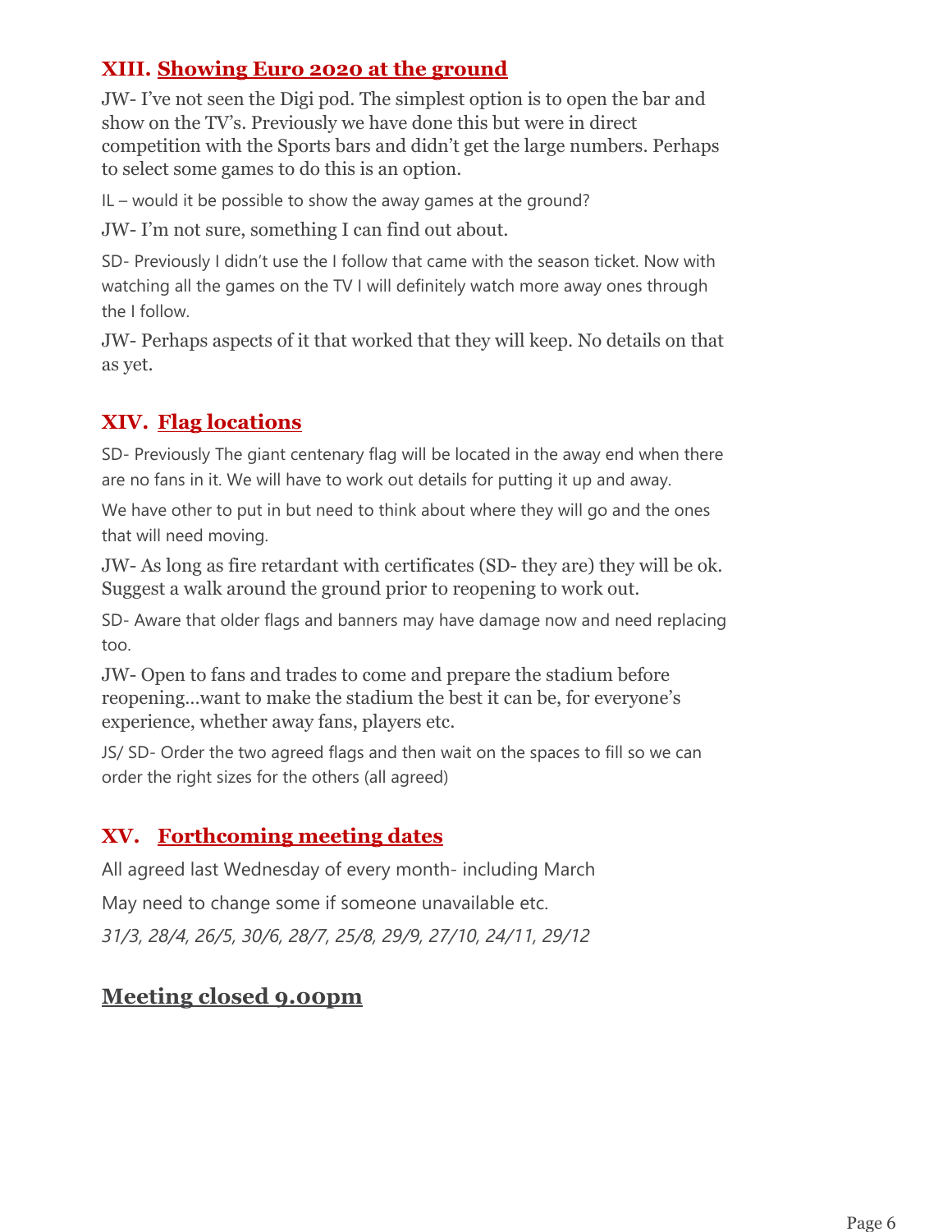## XIII. Showing Euro 2020 at the ground

JW- I've not seen the Digi pod. The simplest option is to open the bar and show on the TV's. Previously we have done this but were in direct competition with the Sports bars and didn't get the large numbers. Perhaps to select some games to do this is an option.

IL – would it be possible to show the away games at the ground?

JW- I'm not sure, something I can find out about.

SD- Previously I didn't use the I follow that came with the season ticket. Now with watching all the games on the TV I will definitely watch more away ones through the I follow.

JW- Perhaps aspects of it that worked that they will keep. No details on that as yet.

## XIV. Flag locations

SD- Previously The giant centenary flag will be located in the away end when there are no fans in it. We will have to work out details for putting it up and away.

We have other to put in but need to think about where they will go and the ones that will need moving.

JW- As long as fire retardant with certificates (SD- they are) they will be ok. Suggest a walk around the ground prior to reopening to work out.

SD- Aware that older flags and banners may have damage now and need replacing too.

JW- Open to fans and trades to come and prepare the stadium before reopening…want to make the stadium the best it can be, for everyone's experience, whether away fans, players etc.

JS/ SD- Order the two agreed flags and then wait on the spaces to fill so we can order the right sizes for the others (all agreed)

## XV. Forthcoming meeting dates

All agreed last Wednesday of every month- including March

May need to change some if someone unavailable etc.

*31/3, 28/4, 26/5, 30/6, 28/7, 25/8, 29/9, 27/10, 24/11, 29/12*

## Meeting closed 9.00pm